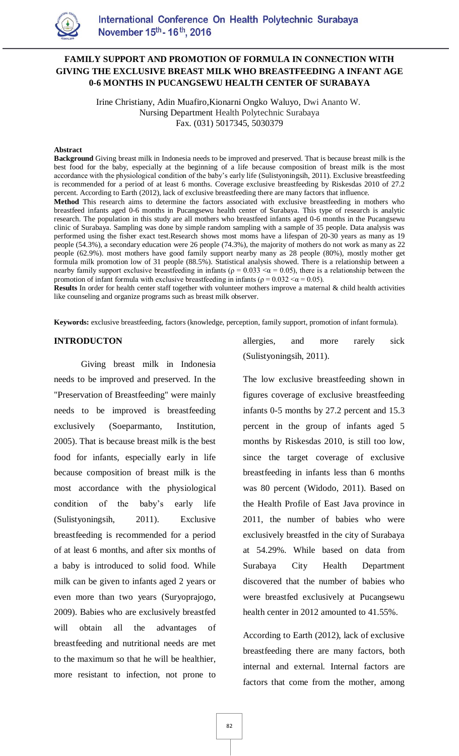# FAMILY SUPPORT AND PROMOTION OF FORMULA IN CONNECTION WITH GIVING THE EXCLUSIVE BREAST MILK WHO BREASTFEEDING A INFANT AGE 0-6 MONTHS IN PUCANGSEWU HEALTH CENTER OF SURABAYA

Irine Christiany, Adin Muafiro,Kionarni Ongko Waluyo, Dwi Ananto W.
Nursing Department Health Polytechnic Surabaya
Fax. (031) 5017345, 5030379

**Abstract**

**Background** Giving breast milk in Indonesia needs to be improved and preserved. That is because breast milk is the best food for the baby, especially at the beginning of a life because composition of breast milk is the most accordance with the physiological condition of the baby's early life (Sulistyoningsih, 2011). Exclusive breastfeeding is recommended for a period of at least 6 months. Coverage exclusive breastfeeding by Riskesdas 2010 of 27.2 percent. According to Earth (2012), lack of exclusive breastfeeding there are many factors that influence.

**Method** This research aims to determine the factors associated with exclusive breastfeeding in mothers who breastfeed infants aged 0-6 months in Pucangsewu health center of Surabaya. This type of research is analytic research. The population in this study are all mothers who breastfeed infants aged 0-6 months in the Pucangsewu clinic of Surabaya. Sampling was done by simple random sampling with a sample of 35 people. Data analysis was performed using the fisher exact test.Research shows most moms have a lifespan of 20-30 years as many as 19 people (54.3%), a secondary education were 26 people (74.3%), the majority of mothers do not work as many as 22 people (62.9%). most mothers have good family support nearby many as 28 people (80%), mostly mother get formula milk promotion low of 31 people (88.5%). Statistical analysis showed. There is a relationship between a nearby family support exclusive breastfeeding in infants ($\rho = 0.033 < \alpha = 0.05$), there is a relationship between the promotion of infant formula with exclusive breastfeeding in infants ($\rho = 0.032 < \alpha = 0.05$).

**Results** In order for health center staff together with volunteer mothers improve a maternal & child health activities like counseling and organize programs such as breast milk observer.

**Keywords:** exclusive breastfeeding, factors (knowledge, perception, family support, promotion of infant formula).

## INTRODUCTON

Giving breast milk in Indonesia needs to be improved and preserved. In the "Preservation of Breastfeeding" were mainly needs to be improved is breastfeeding exclusively (Soeparmanto, Institution, 2005). That is because breast milk is the best food for infants, especially early in life because composition of breast milk is the most accordance with the physiological condition of the baby's early life (Sulistyoningsih, 2011). Exclusive breastfeeding is recommended for a period of at least 6 months, and after six months of a baby is introduced to solid food. While milk can be given to infants aged 2 years or even more than two years (Suryoprajogo, 2009). Babies who are exclusively breastfed will obtain all the advantages of breastfeeding and nutritional needs are met to the maximum so that he will be healthier, more resistant to infection, not prone to allergies, and more rarely sick (Sulistyoningsih, 2011).

The low exclusive breastfeeding shown in figures coverage of exclusive breastfeeding infants 0-5 months by 27.2 percent and 15.3 percent in the group of infants aged 5 months by Riskesdas 2010, is still too low, since the target coverage of exclusive breastfeeding in infants less than 6 months was 80 percent (Widodo, 2011). Based on the Health Profile of East Java province in 2011, the number of babies who were exclusively breastfed in the city of Surabaya at 54.29%. While based on data from Surabaya City Health Department discovered that the number of babies who were breastfed exclusively at Pucangsewu health center in 2012 amounted to 41.55%.

According to Earth (2012), lack of exclusive breastfeeding there are many factors, both internal and external. Internal factors are factors that come from the mother, among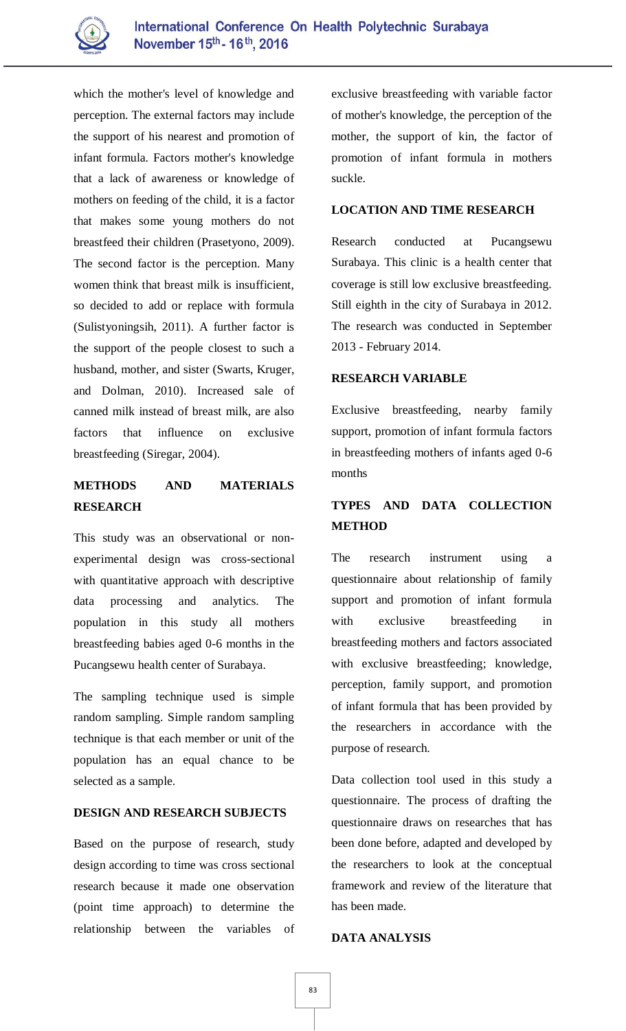which the mother's level of knowledge and perception. The external factors may include the support of his nearest and promotion of infant formula. Factors mother's knowledge that a lack of awareness or knowledge of mothers on feeding of the child, it is a factor that makes some young mothers do not breastfeed their children (Prasetyono, 2009). The second factor is the perception. Many women think that breast milk is insufficient, so decided to add or replace with formula (Sulistyoningsih, 2011). A further factor is the support of the people closest to such a husband, mother, and sister (Swarts, Kruger, and Dolman, 2010). Increased sale of canned milk instead of breast milk, are also factors that influence on exclusive breastfeeding (Siregar, 2004).

## METHODS AND MATERIALS RESEARCH

This study was an observational or non-experimental design was cross-sectional with quantitative approach with descriptive data processing and analytics. The population in this study all mothers breastfeeding babies aged 0-6 months in the Pucangsewu health center of Surabaya.

The sampling technique used is simple random sampling. Simple random sampling technique is that each member or unit of the population has an equal chance to be selected as a sample.

## DESIGN AND RESEARCH SUBJECTS

Based on the purpose of research, study design according to time was cross sectional research because it made one observation (point time approach) to determine the relationship between the variables of exclusive breastfeeding with variable factor of mother's knowledge, the perception of the mother, the support of kin, the factor of promotion of infant formula in mothers suckle.

## LOCATION AND TIME RESEARCH

Research conducted at Pucangsewu Surabaya. This clinic is a health center that coverage is still low exclusive breastfeeding. Still eighth in the city of Surabaya in 2012. The research was conducted in September 2013 - February 2014.

## RESEARCH VARIABLE

Exclusive breastfeeding, nearby family support, promotion of infant formula factors in breastfeeding mothers of infants aged 0-6 months

## TYPES AND DATA COLLECTION METHOD

The research instrument using a questionnaire about relationship of family support and promotion of infant formula with exclusive breastfeeding in breastfeeding mothers and factors associated with exclusive breastfeeding; knowledge, perception, family support, and promotion of infant formula that has been provided by the researchers in accordance with the purpose of research.

Data collection tool used in this study a questionnaire. The process of drafting the questionnaire draws on researches that has been done before, adapted and developed by the researchers to look at the conceptual framework and review of the literature that has been made.

## DATA ANALYSIS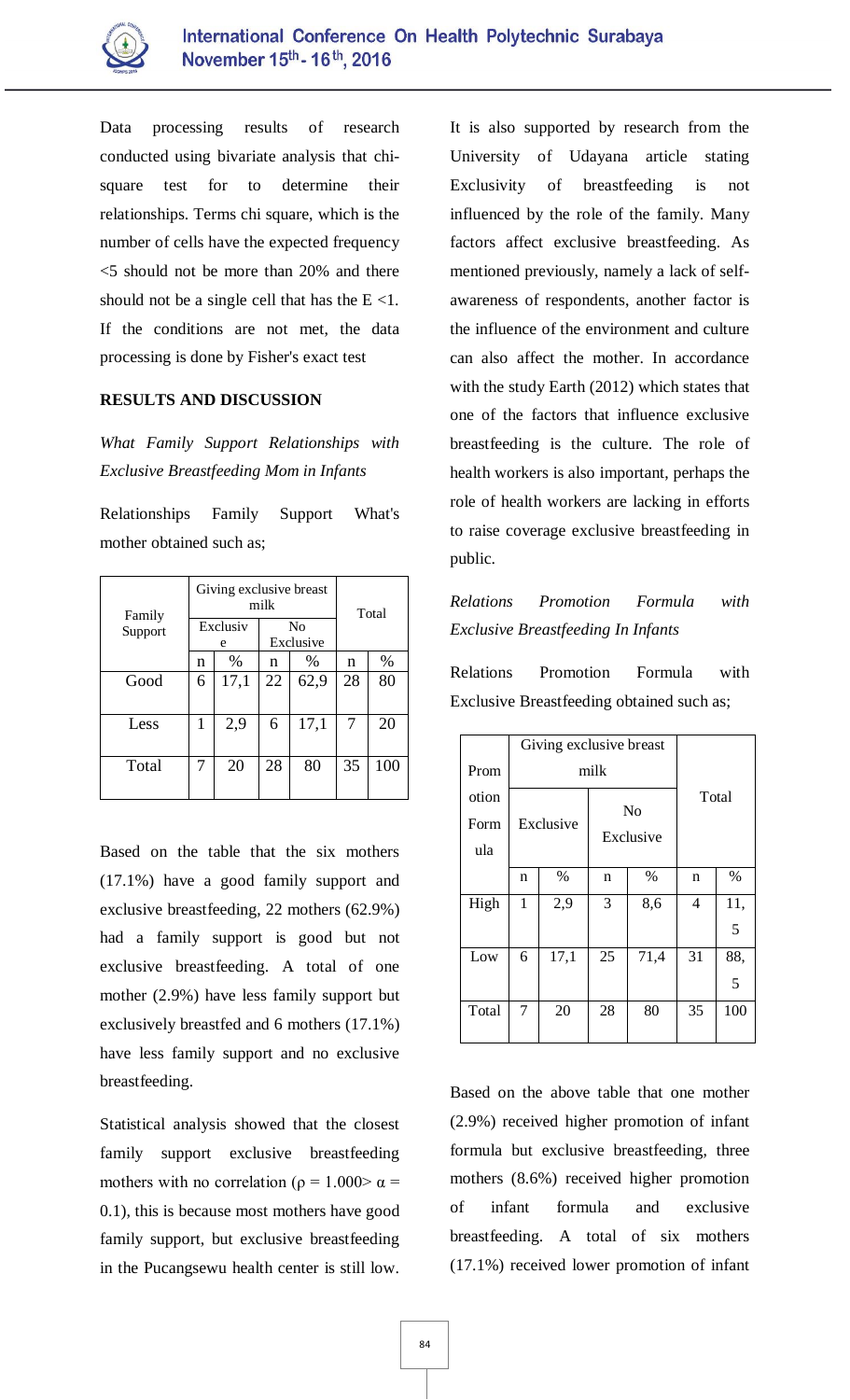Data processing results of research conducted using bivariate analysis that chi-square test for to determine their relationships. Terms chi square, which is the number of cells have the expected frequency <5 should not be more than 20% and there should not be a single cell that has the E <1. If the conditions are not met, the data processing is done by Fisher's exact test

## RESULTS AND DISCUSSION

*What Family Support Relationships with Exclusive Breastfeeding Mom in Infants*

Relationships Family Support What's mother obtained such as;

| Family Support | Giving exclusive breast milk | | | | Total | |
|---|---|---|---|---|---|---|
| | Exclusive | | No Exclusive | | | |
| | n | % | n | % | n | % |
| Good | 6 | 17,1 | 22 | 62,9 | 28 | 80 |
| Less | 1 | 2,9 | 6 | 17,1 | 7 | 20 |
| Total | 7 | 20 | 28 | 80 | 35 | 100 |

Based on the table that the six mothers (17.1%) have a good family support and exclusive breastfeeding, 22 mothers (62.9%) had a family support is good but not exclusive breastfeeding. A total of one mother (2.9%) have less family support but exclusively breastfed and 6 mothers (17.1%) have less family support and no exclusive breastfeeding.

Statistical analysis showed that the closest family support exclusive breastfeeding mothers with no correlation ($\rho = 1.000 > \alpha = 0.1$), this is because most mothers have good family support, but exclusive breastfeeding in the Pucangsewu health center is still low.

It is also supported by research from the University of Udayana article stating Exclusivity of breastfeeding is not influenced by the role of the family. Many factors affect exclusive breastfeeding. As mentioned previously, namely a lack of self-awareness of respondents, another factor is the influence of the environment and culture can also affect the mother. In accordance with the study Earth (2012) which states that one of the factors that influence exclusive breastfeeding is the culture. The role of health workers is also important, perhaps the role of health workers are lacking in efforts to raise coverage exclusive breastfeeding in public.

*Relations Promotion Formula with Exclusive Breastfeeding In Infants*

Relations Promotion Formula with Exclusive Breastfeeding obtained such as;

| Promotion Formula | Giving exclusive breast milk | | | | Total | |
|---|---|---|---|---|---|---|
| | Exclusive | | No Exclusive | | | |
| | n | % | n | % | n | % |
| High | 1 | 2,9 | 3 | 8,6 | 4 | 11,5 |
| Low | 6 | 17,1 | 25 | 71,4 | 31 | 88,5 |
| Total | 7 | 20 | 28 | 80 | 35 | 100 |

Based on the above table that one mother (2.9%) received higher promotion of infant formula but exclusive breastfeeding, three mothers (8.6%) received higher promotion of infant formula and exclusive breastfeeding. A total of six mothers (17.1%) received lower promotion of infant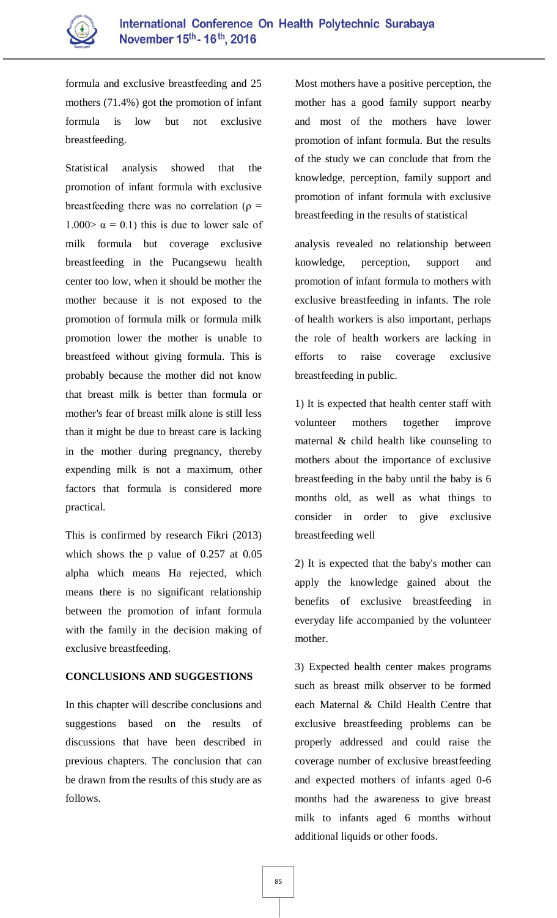formula and exclusive breastfeeding and 25 mothers (71.4%) got the promotion of infant formula is low but not exclusive breastfeeding.

Statistical analysis showed that the promotion of infant formula with exclusive breastfeeding there was no correlation ($\rho = 1.000 > \alpha = 0.1$) this is due to lower sale of milk formula but coverage exclusive breastfeeding in the Pucangsewu health center too low, when it should be mother the mother because it is not exposed to the promotion of formula milk or formula milk promotion lower the mother is unable to breastfeed without giving formula. This is probably because the mother did not know that breast milk is better than formula or mother's fear of breast milk alone is still less than it might be due to breast care is lacking in the mother during pregnancy, thereby expending milk is not a maximum, other factors that formula is considered more practical.

This is confirmed by research Fikri (2013) which shows the p value of 0.257 at 0.05 alpha which means Ha rejected, which means there is no significant relationship between the promotion of infant formula with the family in the decision making of exclusive breastfeeding.

## CONCLUSIONS AND SUGGESTIONS

In this chapter will describe conclusions and suggestions based on the results of discussions that have been described in previous chapters. The conclusion that can be drawn from the results of this study are as follows.

Most mothers have a positive perception, the mother has a good family support nearby and most of the mothers have lower promotion of infant formula. But the results of the study we can conclude that from the knowledge, perception, family support and promotion of infant formula with exclusive breastfeeding in the results of statistical

analysis revealed no relationship between knowledge, perception, support and promotion of infant formula to mothers with exclusive breastfeeding in infants. The role of health workers is also important, perhaps the role of health workers are lacking in efforts to raise coverage exclusive breastfeeding in public.

1) It is expected that health center staff with volunteer mothers together improve maternal & child health like counseling to mothers about the importance of exclusive breastfeeding in the baby until the baby is 6 months old, as well as what things to consider in order to give exclusive breastfeeding well

2) It is expected that the baby's mother can apply the knowledge gained about the benefits of exclusive breastfeeding in everyday life accompanied by the volunteer mother.

3) Expected health center makes programs such as breast milk observer to be formed each Maternal & Child Health Centre that exclusive breastfeeding problems can be properly addressed and could raise the coverage number of exclusive breastfeeding and expected mothers of infants aged 0-6 months had the awareness to give breast milk to infants aged 6 months without additional liquids or other foods.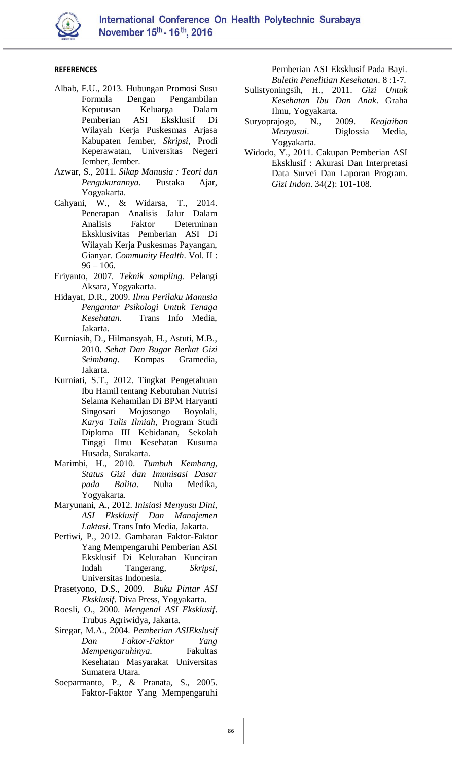#### REFERENCES

Albab, F.U., 2013. Hubungan Promosi Susu Formula Dengan Pengambilan Keputusan Keluarga Dalam Pemberian ASI Eksklusif Di Wilayah Kerja Puskesmas Arjasa Kabupaten Jember, *Skripsi*, Prodi Keperawatan, Universitas Negeri Jember, Jember.

Azwar, S., 2011. *Sikap Manusia : Teori dan Pengukurannya*. Pustaka Ajar, Yogyakarta.

Cahyani, W., & Widarsa, T., 2014. Penerapan Analisis Jalur Dalam Analisis Faktor Determinan Eksklusivitas Pemberian ASI Di Wilayah Kerja Puskesmas Payangan, Gianyar. *Community Health*. Vol. II : 96 – 106.

Eriyanto, 2007. *Teknik sampling*. Pelangi Aksara, Yogyakarta.

Hidayat, D.R., 2009. *Ilmu Perilaku Manusia Pengantar Psikologi Untuk Tenaga Kesehatan*. Trans Info Media, Jakarta.

Kurniasih, D., Hilmansyah, H., Astuti, M.B., 2010. *Sehat Dan Bugar Berkat Gizi Seimbang*. Kompas Gramedia, Jakarta.

Kurniati, S.T., 2012. Tingkat Pengetahuan Ibu Hamil tentang Kebutuhan Nutrisi Selama Kehamilan Di BPM Haryanti Singosari Mojosongo Boyolali, *Karya Tulis Ilmiah*, Program Studi Diploma III Kebidanan, Sekolah Tinggi Ilmu Kesehatan Kusuma Husada, Surakarta.

Marimbi, H., 2010. *Tumbuh Kembang, Status Gizi dan Imunisasi Dasar pada Balita*. Nuha Medika, Yogyakarta.

Maryunani, A., 2012. *Inisiasi Menyusu Dini, ASI Eksklusif Dan Manajemen Laktasi*. Trans Info Media, Jakarta.

Pertiwi, P., 2012. Gambaran Faktor-Faktor Yang Mempengaruhi Pemberian ASI Eksklusif Di Kelurahan Kunciran Indah Tangerang, *Skripsi*, Universitas Indonesia.

Prasetyono, D.S., 2009. *Buku Pintar ASI Eksklusif*. Diva Press, Yogyakarta.

Roesli, O., 2000. *Mengenal ASI Eksklusif*. Trubus Agriwidya, Jakarta.

Siregar, M.A., 2004. *Pemberian ASIEkslusif Dan Faktor-Faktor Yang Mempengaruhinya*. Fakultas Kesehatan Masyarakat Universitas Sumatera Utara.

Soeparmanto, P., & Pranata, S., 2005. Faktor-Faktor Yang Mempengaruhi Pemberian ASI Eksklusif Pada Bayi. *Buletin Penelitian Kesehatan*. 8 :1-7.

Sulistyoningsih, H., 2011. *Gizi Untuk Kesehatan Ibu Dan Anak*. Graha Ilmu, Yogyakarta.

Suryoprajogo, N., 2009. *Keajaiban Menyusui*. Diglossia Media, Yogyakarta.

Widodo, Y., 2011. Cakupan Pemberian ASI Eksklusif : Akurasi Dan Interpretasi Data Survei Dan Laporan Program. *Gizi Indon*. 34(2): 101-108.